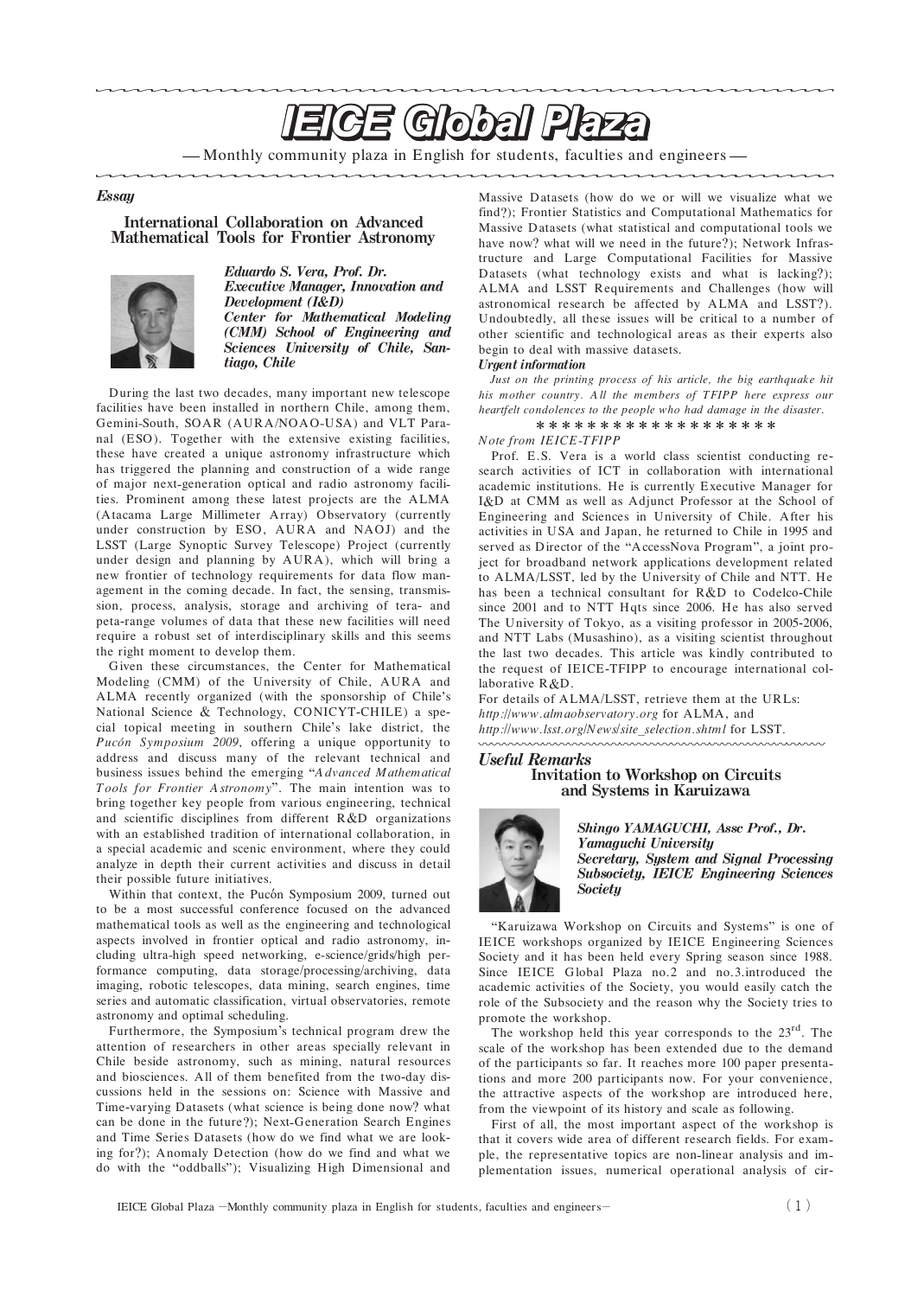# IEICE Global Plaza

— Monthly community plaza in English for students, faculties and engineers —

*Essay*

## International Collaboration on Advanced Mathematical Tools for Frontier Astronomy

***Eduardo S. Vera, Prof. Dr.***
***Executive Manager, Innovation and Development (I&D)***
***Center for Mathematical Modeling (CMM) School of Engineering and Sciences University of Chile, Santiago, Chile***

During the last two decades, many important new telescope facilities have been installed in northern Chile, among them, Gemini-South, SOAR (AURA/NOAO-USA) and VLT Paranal (ESO). Together with the extensive existing facilities, these have created a unique astronomy infrastructure which has triggered the planning and construction of a wide range of major next-generation optical and radio astronomy facilities. Prominent among these latest projects are the ALMA (Atacama Large Millimeter Array) Observatory (currently under construction by ESO, AURA and NAOJ) and the LSST (Large Synoptic Survey Telescope) Project (currently under design and planning by AURA), which will bring a new frontier of technology requirements for data flow management in the coming decade. In fact, the sensing, transmission, process, analysis, storage and archiving of tera- and peta-range volumes of data that these new facilities will need require a robust set of interdisciplinary skills and this seems the right moment to develop them.

Given these circumstances, the Center for Mathematical Modeling (CMM) of the University of Chile, AURA and ALMA recently organized (with the sponsorship of Chile's National Science & Technology, CONICYT-CHILE) a special topical meeting in southern Chile's lake district, the *Pucón Symposium 2009*, offering a unique opportunity to address and discuss many of the relevant technical and business issues behind the emerging "*Advanced Mathematical Tools for Frontier Astronomy*". The main intention was to bring together key people from various engineering, technical and scientific disciplines from different R&D organizations with an established tradition of international collaboration, in a special academic and scenic environment, where they could analyze in depth their current activities and discuss in detail their possible future initiatives.

Within that context, the Pucón Symposium 2009, turned out to be a most successful conference focused on the advanced mathematical tools as well as the engineering and technological aspects involved in frontier optical and radio astronomy, including ultra-high speed networking, e-science/grids/high performance computing, data storage/processing/archiving, data imaging, robotic telescopes, data mining, search engines, time series and automatic classification, virtual observatories, remote astronomy and optimal scheduling.

Furthermore, the Symposium's technical program drew the attention of researchers in other areas specially relevant in Chile beside astronomy, such as mining, natural resources and biosciences. All of them benefited from the two-day discussions held in the sessions on: Science with Massive and Time-varying Datasets (what science is being done now? what can be done in the future?); Next-Generation Search Engines and Time Series Datasets (how do we find what we are looking for?); Anomaly Detection (how do we find and what we do with the "oddballs"); Visualizing High Dimensional and Massive Datasets (how do we or will we visualize what we find?); Frontier Statistics and Computational Mathematics for Massive Datasets (what statistical and computational tools we have now? what will we need in the future?); Network Infrastructure and Large Computational Facilities for Massive Datasets (what technology exists and what is lacking?); ALMA and LSST Requirements and Challenges (how will astronomical research be affected by ALMA and LSST?). Undoubtedly, all these issues will be critical to a number of other scientific and technological areas as their experts also begin to deal with massive datasets.

***Urgent information***

*Just on the printing process of his article, the big earthquake hit his mother country. All the members of TFIPP here express our heartfelt condolences to the people who had damage in the disaster.*

\* \* \* \* \* \* \* \* \* \* \* \* \* \* \* \* \* \*

*Note from IEICE-TFIPP*

Prof. E.S. Vera is a world class scientist conducting research activities of ICT in collaboration with international academic institutions. He is currently Executive Manager for I&D at CMM as well as Adjunct Professor at the School of Engineering and Sciences in University of Chile. After his activities in USA and Japan, he returned to Chile in 1995 and served as Director of the "AccessNova Program", a joint project for broadband network applications development related to ALMA/LSST, led by the University of Chile and NTT. He has been a technical consultant for R&D to Codelco-Chile since 2001 and to NTT Hqts since 2006. He has also served The University of Tokyo, as a visiting professor in 2005-2006, and NTT Labs (Musashino), as a visiting scientist throughout the last two decades. This article was kindly contributed to the request of IEICE-TFIPP to encourage international collaborative R&D.

For details of ALMA/LSST, retrieve them at the URLs:
*http://www.almaobservatory.org* for ALMA, and
*http://www.lsst.org/News/site_selection.shtml* for LSST.

*Useful Remarks*

## Invitation to Workshop on Circuits and Systems in Karuizawa

***Shingo YAMAGUCHI, Assc Prof., Dr.***
***Yamaguchi University***
***Secretary, System and Signal Processing Subsociety, IEICE Engineering Sciences Society***

"Karuizawa Workshop on Circuits and Systems" is one of IEICE workshops organized by IEICE Engineering Sciences Society and it has been held every Spring season since 1988. Since IEICE Global Plaza no.2 and no.3.introduced the academic activities of the Society, you would easily catch the role of the Subsociety and the reason why the Society tries to promote the workshop.

The workshop held this year corresponds to the 23rd. The scale of the workshop has been extended due to the demand of the participants so far. It reaches more 100 paper presentations and more 200 participants now. For your convenience, the attractive aspects of the workshop are introduced here, from the viewpoint of its history and scale as following.

First of all, the most important aspect of the workshop is that it covers wide area of different research fields. For example, the representative topics are non-linear analysis and implementation issues, numerical operational analysis of cir-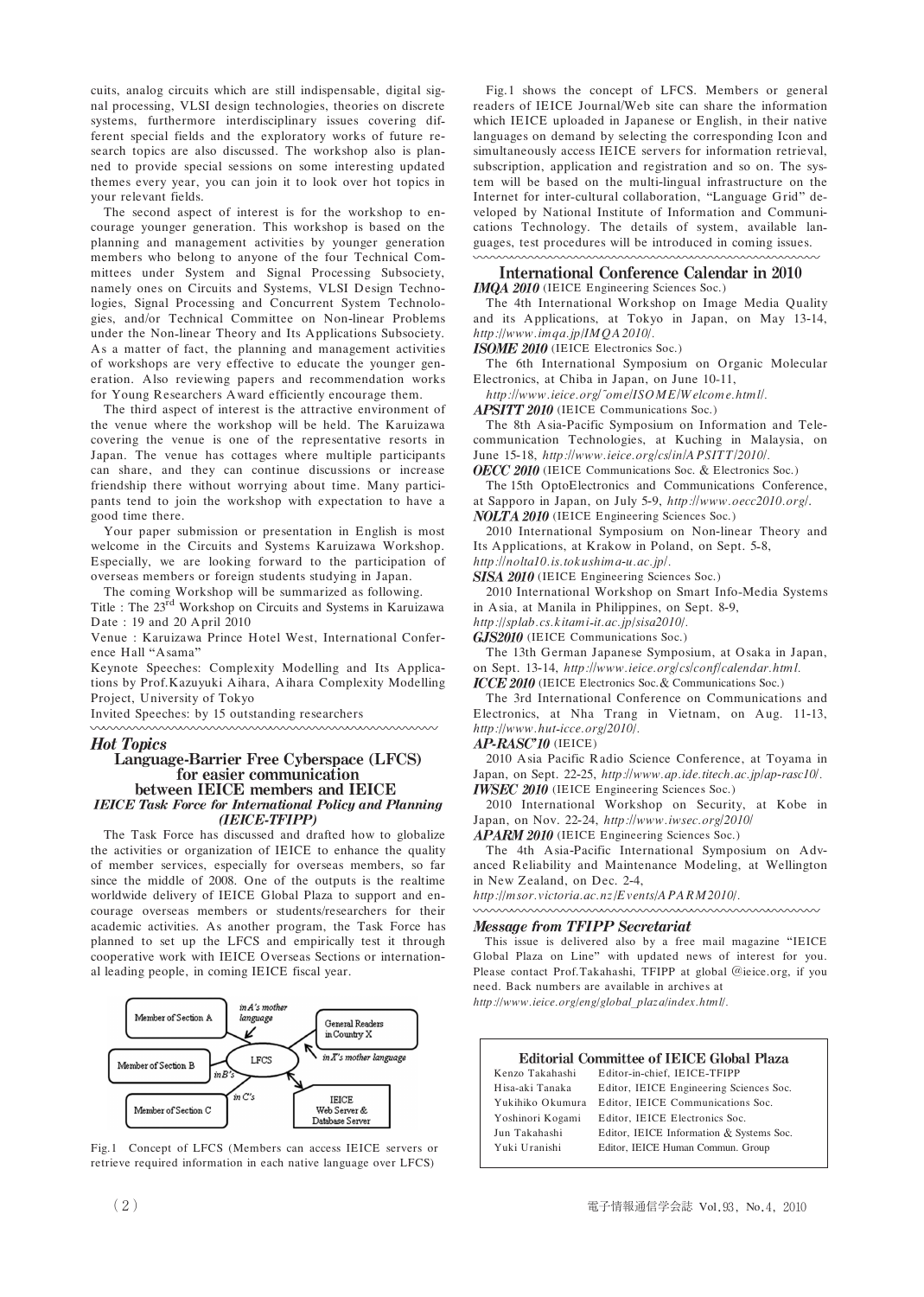cuits, analog circuits which are still indispensable, digital signal processing, VLSI design technologies, theories on discrete systems, furthermore interdisciplinary issues covering different special fields and the exploratory works of future research topics are also discussed. The workshop also is planned to provide special sessions on some interesting updated themes every year, you can join it to look over hot topics in your relevant fields.

The second aspect of interest is for the workshop to encourage younger generation. This workshop is based on the planning and management activities by younger generation members who belong to anyone of the four Technical Committees under System and Signal Processing Subsociety, namely ones on Circuits and Systems, VLSI Design Technologies, Signal Processing and Concurrent System Technologies, and/or Technical Committee on Non-linear Problems under the Non-linear Theory and Its Applications Subsociety. As a matter of fact, the planning and management activities of workshops are very effective to educate the younger generation. Also reviewing papers and recommendation works for Young Researchers Award efficiently encourage them.

The third aspect of interest is the attractive environment of the venue where the workshop will be held. The Karuizawa covering the venue is one of the representative resorts in Japan. The venue has cottages where multiple participants can share, and they can continue discussions or increase friendship there without worrying about time. Many participants tend to join the workshop with expectation to have a good time there.

Your paper submission or presentation in English is most welcome in the Circuits and Systems Karuizawa Workshop. Especially, we are looking forward to the participation of overseas members or foreign students studying in Japan.

The coming Workshop will be summarized as following.

Title : The 23rd Workshop on Circuits and Systems in Karuizawa

Date : 19 and 20 April 2010

Venue : Karuizawa Prince Hotel West, International Conference Hall "Asama"

Keynote Speeches: Complexity Modelling and Its Applications by Prof.Kazuyuki Aihara, Aihara Complexity Modelling Project, University of Tokyo

Invited Speeches: by 15 outstanding researchers

## *Hot Topics*

### Language-Barrier Free Cyberspace (LFCS) for easier communication between IEICE members and IEICE

***IEICE Task Force for International Policy and Planning (IEICE-TFIPP)***

The Task Force has discussed and drafted how to globalize the activities or organization of IEICE to enhance the quality of member services, especially for overseas members, so far since the middle of 2008. One of the outputs is the realtime worldwide delivery of IEICE Global Plaza to support and encourage overseas members or students/researchers for their academic activities. As another program, the Task Force has planned to set up the LFCS and empirically test it through cooperative work with IEICE Overseas Sections or international leading people, in coming IEICE fiscal year.

Member of Section A
in A's mother language
General Readers in Country X
LFCS
in X's mother language
Member of Section B
in B's
in C's
Member of Section C
IEICE Web Server & Database Server

Fig.1 Concept of LFCS (Members can access IEICE servers or retrieve required information in each native language over LFCS)

Fig.1 shows the concept of LFCS. Members or general readers of IEICE Journal/Web site can share the information which IEICE uploaded in Japanese or English, in their native languages on demand by selecting the corresponding Icon and simultaneously access IEICE servers for information retrieval, subscription, application and registration and so on. The system will be based on the multi-lingual infrastructure on the Internet for inter-cultural collaboration, "Language Grid" developed by National Institute of Information and Communications Technology. The details of system, available languages, test procedures will be introduced in coming issues.

## International Conference Calendar in 2010

***IMQA 2010*** (IEICE Engineering Sciences Soc.)
The 4th International Workshop on Image Media Quality and its Applications, at Tokyo in Japan, on May 13-14, *http://www.imqa.jp/IMQA2010/*.

***ISOME 2010*** (IEICE Electronics Soc.)
The 6th International Symposium on Organic Molecular Electronics, at Chiba in Japan, on June 10-11, *http://www.ieice.org/˜ome/ISOME/Welcome.html/*.

***APSITT 2010*** (IEICE Communications Soc.)
The 8th Asia-Pacific Symposium on Information and Telecommunication Technologies, at Kuching in Malaysia, on June 15-18, *http://www.ieice.org/cs/in/APSITT/2010/*.

***OECC 2010*** (IEICE Communications Soc. & Electronics Soc.)
The 15th OptoElectronics and Communications Conference, at Sapporo in Japan, on July 5-9, *http://www.oecc2010.org/*.

***NOLTA 2010*** (IEICE Engineering Sciences Soc.)
2010 International Symposium on Non-linear Theory and Its Applications, at Krakow in Poland, on Sept. 5-8, *http://nolta10.is.tokushima-u.ac.jp/*.

***SISA 2010*** (IEICE Engineering Sciences Soc.)
2010 International Workshop on Smart Info-Media Systems in Asia, at Manila in Philippines, on Sept. 8-9, *http://splab.cs.kitami-it.ac.jp/sisa2010/*.

***GJS2010*** (IEICE Communications Soc.)
The 13th German Japanese Symposium, at Osaka in Japan, on Sept. 13-14, *http://www.ieice.org/cs/conf/calendar.html*.

***ICCE 2010*** (IEICE Electronics Soc.& Communications Soc.)
The 3rd International Conference on Communications and Electronics, at Nha Trang in Vietnam, on Aug. 11-13, *http://www.hut-icce.org/2010/*.

***AP-RASC'10*** (IEICE)
2010 Asia Pacific Radio Science Conference, at Toyama in Japan, on Sept. 22-25, *http://www.ap.ide.titech.ac.jp/ap-rasc10/*.

***IWSEC 2010*** (IEICE Engineering Sciences Soc.)
2010 International Workshop on Security, at Kobe in Japan, on Nov. 22-24, *http://www.iwsec.org/2010/*

***APARM 2010*** (IEICE Engineering Sciences Soc.)
The 4th Asia-Pacific International Symposium on Advanced Reliability and Maintenance Modeling, at Wellington in New Zealand, on Dec. 2-4, *http://msor.victoria.ac.nz/Events/APARM2010/*.

### *Message from TFIPP Secretariat*

This issue is delivered also by a free mail magazine "IEICE Global Plaza on Line" with updated news of interest for you. Please contact Prof.Takahashi, TFIPP at global @ieice.org, if you need. Back numbers are available in archives at *http://www.ieice.org/eng/global_plaza/index.html/*.

### Editorial Committee of IEICE Global Plaza

| | |
|---|---|
| Kenzo Takahashi | Editor-in-chief, IEICE-TFIPP |
| Hisa-aki Tanaka | Editor, IEICE Engineering Sciences Soc. |
| Yukihiko Okumura | Editor, IEICE Communications Soc. |
| Yoshinori Kogami | Editor, IEICE Electronics Soc. |
| Jun Takahashi | Editor, IEICE Information & Systems Soc. |
| Yuki Uranishi | Editor, IEICE Human Commun. Group |